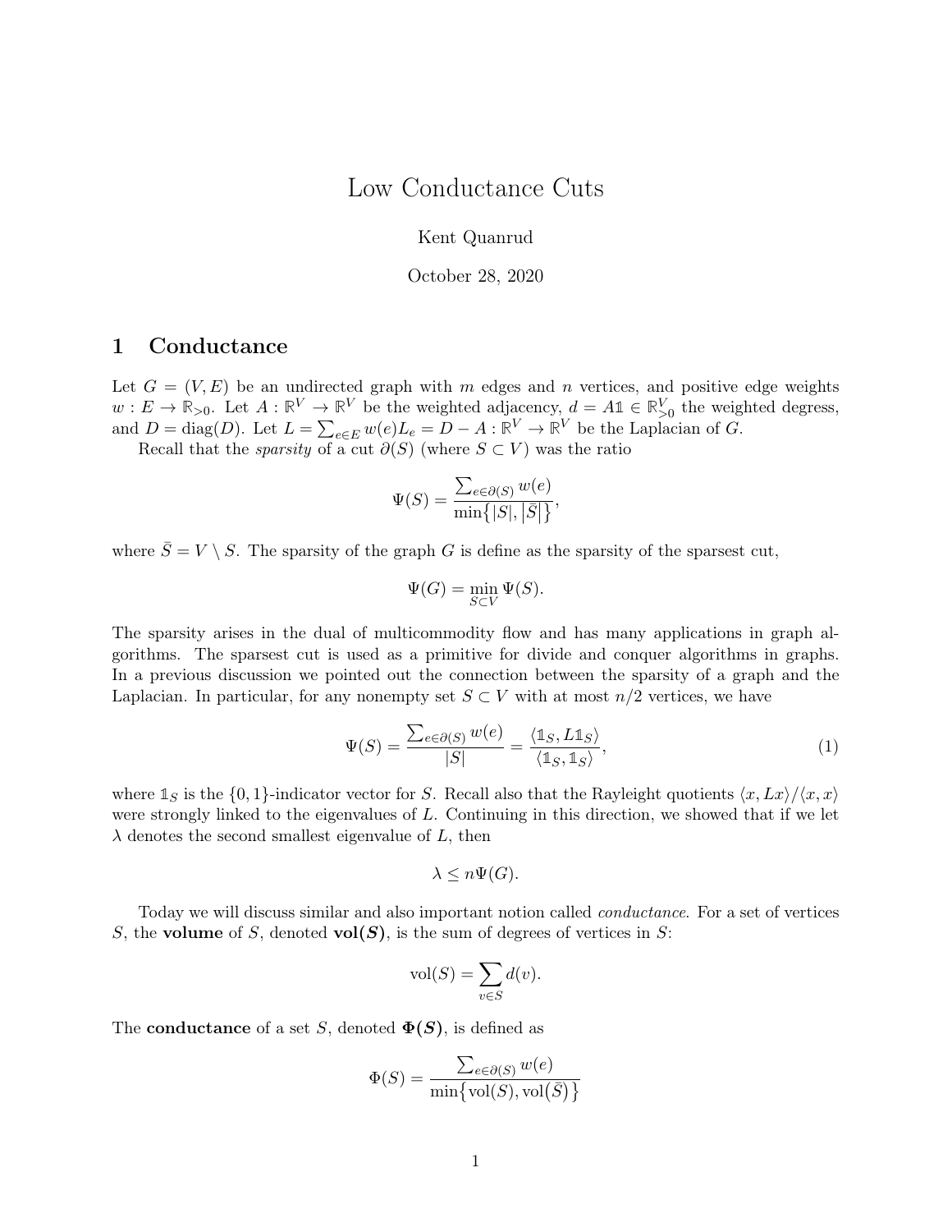# Low Conductance Cuts

Kent Quanrud

October 28, 2020

## 1 Conductance

Let $G = (V, E)$ be an undirected graph with $m$ edges and $n$ vertices, and positive edge weights $w : E \to \mathbb{R}_{>0}$. Let $A : \mathbb{R}^V \to \mathbb{R}^V$ be the weighted adjacency, $d = A\mathbb{1} \in \mathbb{R}^V_{>0}$ the weighted degress, and $D = \text{diag}(D)$. Let $L = \sum_{e \in E} w(e) L_e = D - A : \mathbb{R}^V \to \mathbb{R}^V$ be the Laplacian of $G$.

Recall that the *sparsity* of a cut $\partial(S)$ (where $S \subset V$) was the ratio

$$\Psi(S) = \frac{\sum_{e \in \partial(S)} w(e)}{\min\{|S|, |\bar{S}|\}},$$

where $\bar{S} = V \setminus S$. The sparsity of the graph $G$ is define as the sparsity of the sparsest cut,

$$\Psi(G) = \min_{S \subset V} \Psi(S).$$

The sparsity arises in the dual of multicommodity flow and has many applications in graph algorithms. The sparsest cut is used as a primitive for divide and conquer algorithms in graphs. In a previous discussion we pointed out the connection between the sparsity of a graph and the Laplacian. In particular, for any nonempty set $S \subset V$ with at most $n/2$ vertices, we have

$$\Psi(S) = \frac{\sum_{e \in \partial(S)} w(e)}{|S|} = \frac{\langle \mathbb{1}_S, L\mathbb{1}_S \rangle}{\langle \mathbb{1}_S, \mathbb{1}_S \rangle}, \tag{1}$$

where $\mathbb{1}_S$ is the $\{0, 1\}$-indicator vector for $S$. Recall also that the Rayleight quotients $\langle x, Lx \rangle / \langle x, x \rangle$ were strongly linked to the eigenvalues of $L$. Continuing in this direction, we showed that if we let $\lambda$ denotes the second smallest eigenvalue of $L$, then

$$\lambda \leq n\Psi(G).$$

Today we will discuss similar and also important notion called *conductance*. For a set of vertices $S$, the **volume** of $S$, denoted **vol($S$)**, is the sum of degrees of vertices in $S$:

$$\text{vol}(S) = \sum_{v \in S} d(v).$$

The **conductance** of a set $S$, denoted **$\Phi(S)$**, is defined as

$$\Phi(S) = \frac{\sum_{e \in \partial(S)} w(e)}{\min\{\text{vol}(S), \text{vol}(\bar{S})\}}$$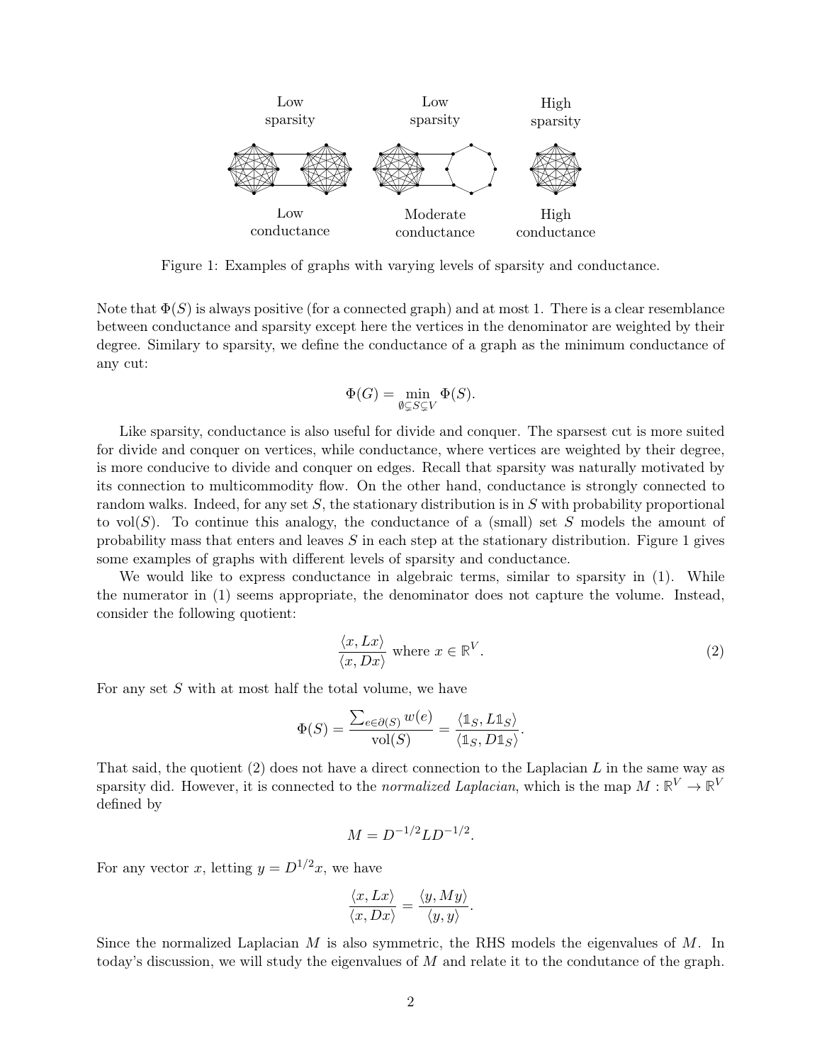Low sparsity Low sparsity High sparsity

Low conductance Moderate conductance High conductance

Figure 1: Examples of graphs with varying levels of sparsity and conductance.

Note that $\Phi(S)$ is always positive (for a connected graph) and at most 1. There is a clear resemblance between conductance and sparsity except here the vertices in the denominator are weighted by their degree. Similary to sparsity, we define the conductance of a graph as the minimum conductance of any cut:

$$\Phi(G) = \min_{\emptyset \subsetneq S \subsetneq V} \Phi(S).$$

Like sparsity, conductance is also useful for divide and conquer. The sparsest cut is more suited for divide and conquer on vertices, while conductance, where vertices are weighted by their degree, is more conducive to divide and conquer on edges. Recall that sparsity was naturally motivated by its connection to multicommodity flow. On the other hand, conductance is strongly connected to random walks. Indeed, for any set $S$, the stationary distribution is in $S$ with probability proportional to $\text{vol}(S)$. To continue this analogy, the conductance of a (small) set $S$ models the amount of probability mass that enters and leaves $S$ in each step at the stationary distribution. Figure 1 gives some examples of graphs with different levels of sparsity and conductance.

We would like to express conductance in algebraic terms, similar to sparsity in (1). While the numerator in (1) seems appropriate, the denominator does not capture the volume. Instead, consider the following quotient:

$$\frac{\langle x, Lx \rangle}{\langle x, Dx \rangle} \text{ where } x \in \mathbb{R}^V. \tag{2}$$

For any set $S$ with at most half the total volume, we have

$$\Phi(S) = \frac{\sum_{e \in \partial(S)} w(e)}{\text{vol}(S)} = \frac{\langle \mathbb{1}_S, L\mathbb{1}_S \rangle}{\langle \mathbb{1}_S, D\mathbb{1}_S \rangle}.$$

That said, the quotient (2) does not have a direct connection to the Laplacian $L$ in the same way as sparsity did. However, it is connected to the *normalized Laplacian*, which is the map $M : \mathbb{R}^V \to \mathbb{R}^V$ defined by

$$M = D^{-1/2} L D^{-1/2}.$$

For any vector $x$, letting $y = D^{1/2}x$, we have

$$\frac{\langle x, Lx \rangle}{\langle x, Dx \rangle} = \frac{\langle y, My \rangle}{\langle y, y \rangle}.$$

Since the normalized Laplacian $M$ is also symmetric, the RHS models the eigenvalues of $M$. In today's discussion, we will study the eigenvalues of $M$ and relate it to the condutance of the graph.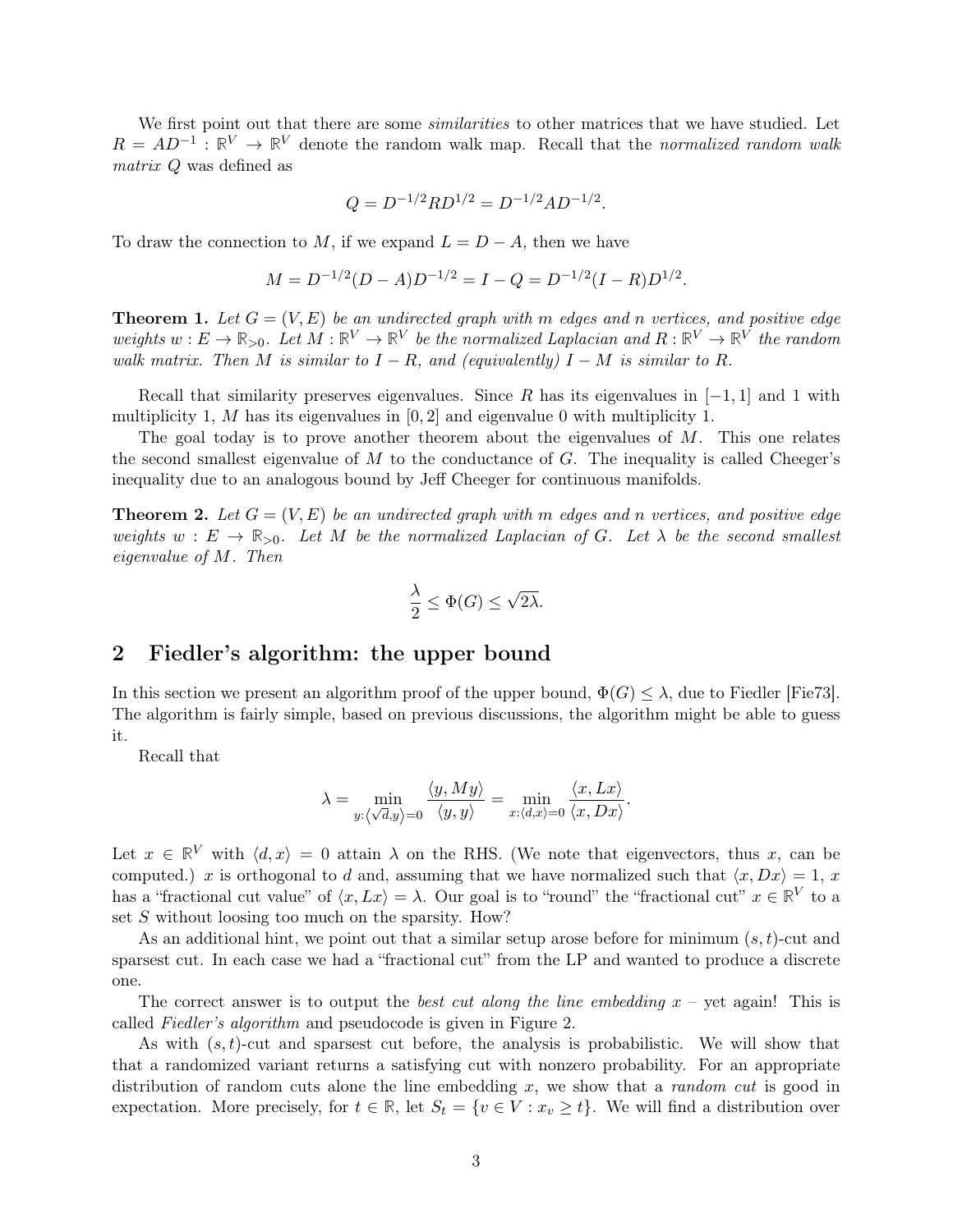We first point out that there are some *similarities* to other matrices that we have studied. Let $R = AD^{-1} : \mathbb{R}^V \to \mathbb{R}^V$ denote the random walk map. Recall that the *normalized random walk matrix* $Q$ was defined as

$$Q = D^{-1/2}RD^{1/2} = D^{-1/2}AD^{-1/2}.$$

To draw the connection to $M$, if we expand $L = D - A$, then we have

$$M = D^{-1/2}(D - A)D^{-1/2} = I - Q = D^{-1/2}(I - R)D^{1/2}.$$

**Theorem 1.** *Let $G = (V, E)$ be an undirected graph with $m$ edges and $n$ vertices, and positive edge weights $w : E \to \mathbb{R}_{>0}$. Let $M : \mathbb{R}^V \to \mathbb{R}^V$ be the normalized Laplacian and $R : \mathbb{R}^V \to \mathbb{R}^V$ the random walk matrix. Then $M$ is similar to $I - R$, and (equivalently) $I - M$ is similar to $R$.*

Recall that similarity preserves eigenvalues. Since $R$ has its eigenvalues in $[-1, 1]$ and 1 with multiplicity 1, $M$ has its eigenvalues in $[0, 2]$ and eigenvalue 0 with multiplicity 1.

The goal today is to prove another theorem about the eigenvalues of $M$. This one relates the second smallest eigenvalue of $M$ to the conductance of $G$. The inequality is called Cheeger's inequality due to an analogous bound by Jeff Cheeger for continuous manifolds.

**Theorem 2.** *Let $G = (V, E)$ be an undirected graph with $m$ edges and $n$ vertices, and positive edge weights $w : E \to \mathbb{R}_{>0}$. Let $M$ be the normalized Laplacian of $G$. Let $\lambda$ be the second smallest eigenvalue of $M$. Then*

$$\frac{\lambda}{2} \leq \Phi(G) \leq \sqrt{2\lambda}.$$

## 2 Fiedler's algorithm: the upper bound

In this section we present an algorithm proof of the upper bound, $\Phi(G) \leq \lambda$, due to Fiedler [Fie73]. The algorithm is fairly simple, based on previous discussions, the algorithm might be able to guess it.

Recall that

$$\lambda = \min_{y : \langle \sqrt{d}, y \rangle = 0} \frac{\langle y, My \rangle}{\langle y, y \rangle} = \min_{x : \langle d, x \rangle = 0} \frac{\langle x, Lx \rangle}{\langle x, Dx \rangle}.$$

Let $x \in \mathbb{R}^V$ with $\langle d, x \rangle = 0$ attain $\lambda$ on the RHS. (We note that eigenvectors, thus $x$, can be computed.) $x$ is orthogonal to $d$ and, assuming that we have normalized such that $\langle x, Dx \rangle = 1$, $x$ has a "fractional cut value" of $\langle x, Lx \rangle = \lambda$. Our goal is to "round" the "fractional cut" $x \in \mathbb{R}^V$ to a set $S$ without loosing too much on the sparsity. How?

As an additional hint, we point out that a similar setup arose before for minimum $(s, t)$-cut and sparsest cut. In each case we had a "fractional cut" from the LP and wanted to produce a discrete one.

The correct answer is to output the *best cut along the line embedding* $x$ – yet again! This is called *Fiedler's algorithm* and pseudocode is given in Figure 2.

As with $(s, t)$-cut and sparsest cut before, the analysis is probabilistic. We will show that that a randomized variant returns a satisfying cut with nonzero probability. For an appropriate distribution of random cuts alone the line embedding $x$, we show that a *random cut* is good in expectation. More precisely, for $t \in \mathbb{R}$, let $S_t = \{v \in V : x_v \geq t\}$. We will find a distribution over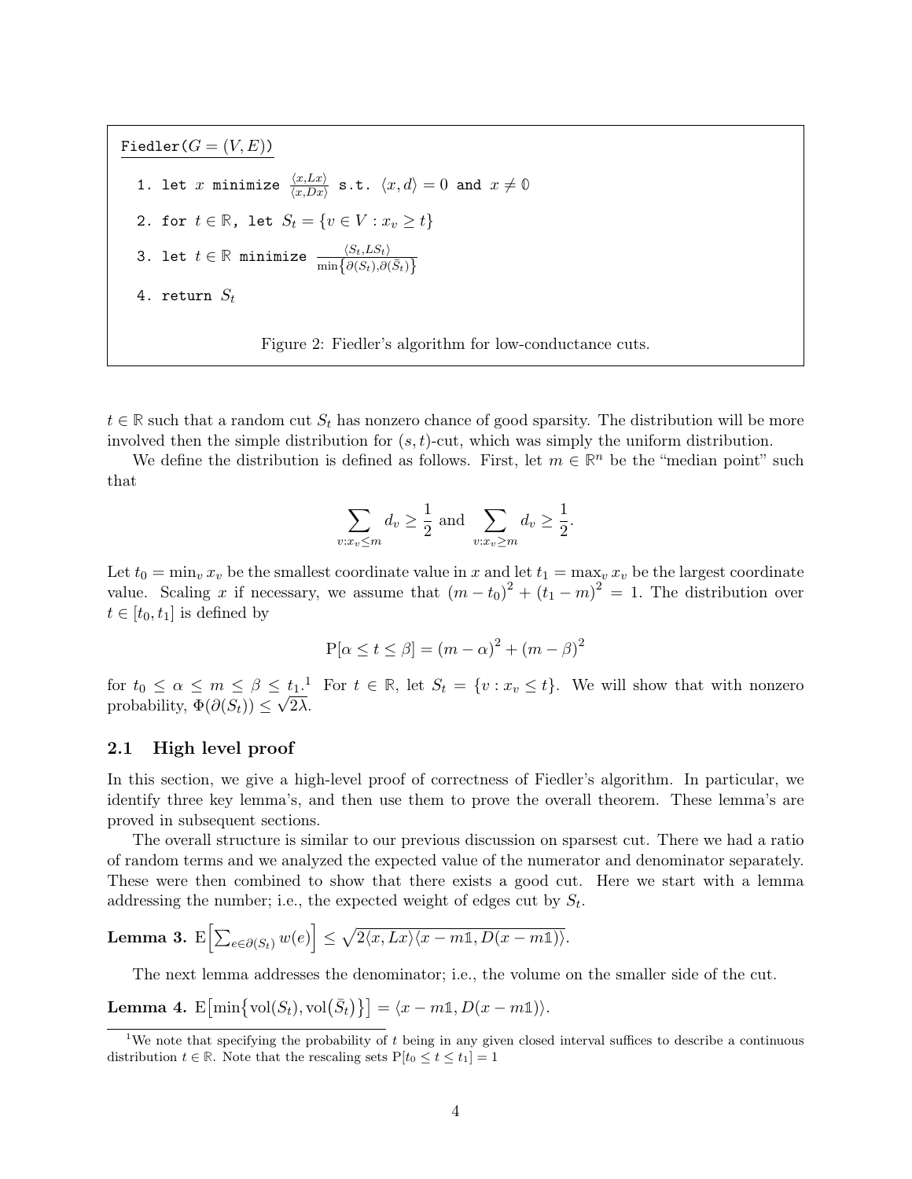```
Fiedler(G = (V, E))

  1. let x minimize ⟨x,Lx⟩/⟨x,Dx⟩ s.t. ⟨x,d⟩ = 0 and x ≠ 𝟘

  2. for t ∈ ℝ, let S_t = {v ∈ V : x_v ≥ t}

  3. let t ∈ ℝ minimize ⟨S_t,LS_t⟩ / min{∂(S_t),∂(S̄_t)}

  4. return S_t
```

Figure 2: Fiedler's algorithm for low-conductance cuts.

$t \in \mathbb{R}$ such that a random cut $S_t$ has nonzero chance of good sparsity. The distribution will be more involved then the simple distribution for $(s,t)$-cut, which was simply the uniform distribution.

We define the distribution is defined as follows. First, let $m \in \mathbb{R}^n$ be the "median point" such that

$$\sum_{v:x_v \leq m} d_v \geq \frac{1}{2} \text{ and } \sum_{v:x_v \geq m} d_v \geq \frac{1}{2}.$$

Let $t_0 = \min_v x_v$ be the smallest coordinate value in $x$ and let $t_1 = \max_v x_v$ be the largest coordinate value. Scaling $x$ if necessary, we assume that $(m - t_0)^2 + (t_1 - m)^2 = 1$. The distribution over $t \in [t_0, t_1]$ is defined by

$$\mathrm{P}[\alpha \leq t \leq \beta] = (m - \alpha)^2 + (m - \beta)^2$$

for $t_0 \leq \alpha \leq m \leq \beta \leq t_1$.[1] For $t \in \mathbb{R}$, let $S_t = \{v : x_v \leq t\}$. We will show that with nonzero probability, $\Phi(\partial(S_t)) \leq \sqrt{2\lambda}$.

## 2.1 High level proof

In this section, we give a high-level proof of correctness of Fiedler's algorithm. In particular, we identify three key lemma's, and then use them to prove the overall theorem. These lemma's are proved in subsequent sections.

The overall structure is similar to our previous discussion on sparsest cut. There we had a ratio of random terms and we analyzed the expected value of the numerator and denominator separately. These were then combined to show that there exists a good cut. Here we start with a lemma addressing the number; i.e., the expected weight of edges cut by $S_t$.

**Lemma 3.** $\mathrm{E}\left[\sum_{e \in \partial(S_t)} w(e)\right] \leq \sqrt{2\langle x, Lx\rangle\langle x - m\mathbb{1}, D(x - m\mathbb{1})\rangle}$.

The next lemma addresses the denominator; i.e., the volume on the smaller side of the cut.

**Lemma 4.** $\mathrm{E}\left[\min\{\mathrm{vol}(S_t), \mathrm{vol}(\bar{S}_t)\}\right] = \langle x - m\mathbb{1}, D(x - m\mathbb{1})\rangle$.

[1] We note that specifying the probability of $t$ being in any given closed interval suffices to describe a continuous distribution $t \in \mathbb{R}$. Note that the rescaling sets $\mathrm{P}[t_0 \leq t \leq t_1] = 1$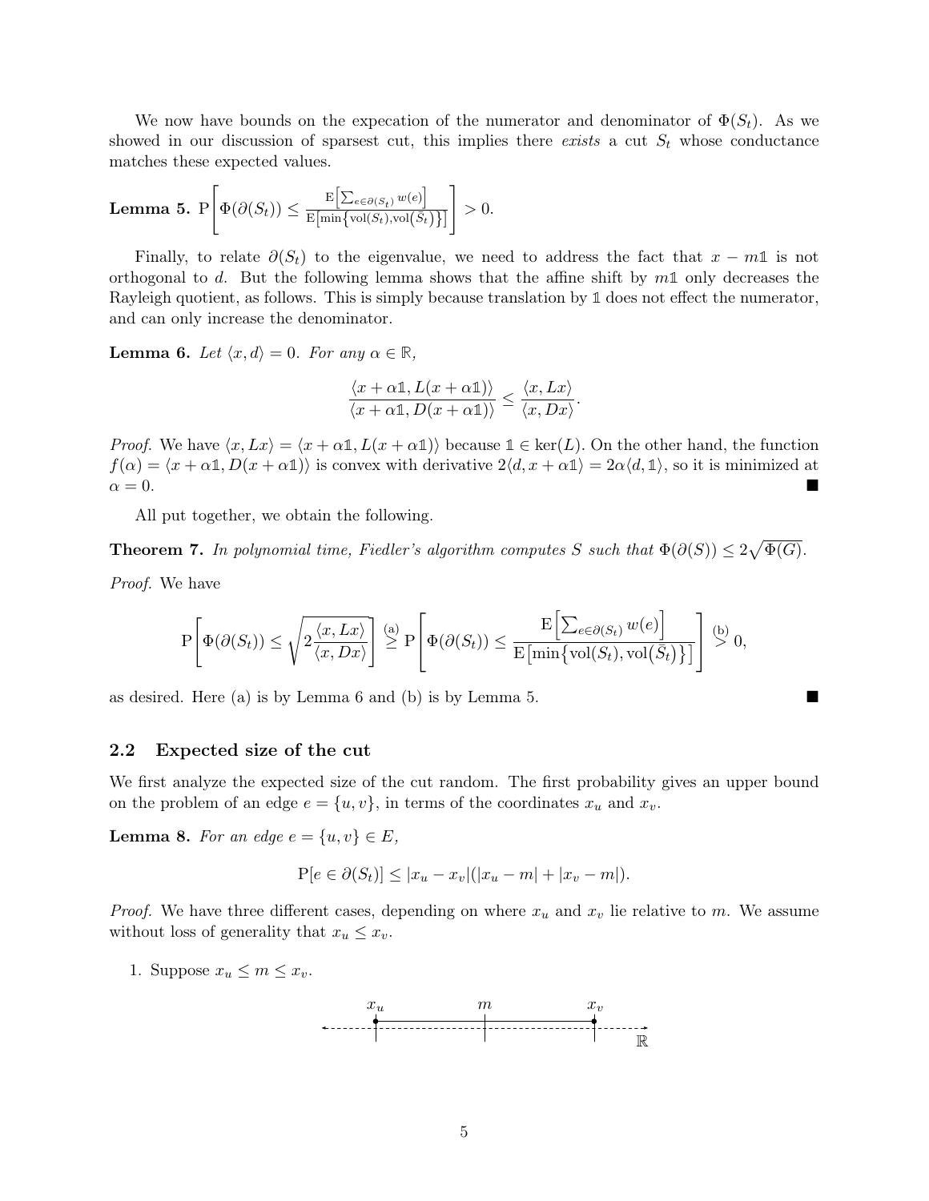We now have bounds on the expecation of the numerator and denominator of $\Phi(S_t)$. As we showed in our discussion of sparsest cut, this implies there *exists* a cut $S_t$ whose conductance matches these expected values.

**Lemma 5.** $\mathrm{P}\left[\Phi(\partial(S_t)) \leq \frac{\mathrm{E}\left[\sum_{e\in\partial(S_t)} w(e)\right]}{\mathrm{E}\left[\min\{\mathrm{vol}(S_t),\mathrm{vol}(\bar{S}_t)\}\right]}\right] > 0.$

Finally, to relate $\partial(S_t)$ to the eigenvalue, we need to address the fact that $x - m\mathbb{1}$ is not orthogonal to $d$. But the following lemma shows that the affine shift by $m\mathbb{1}$ only decreases the Rayleigh quotient, as follows. This is simply because translation by $\mathbb{1}$ does not effect the numerator, and can only increase the denominator.

**Lemma 6.** *Let $\langle x, d\rangle = 0$. For any $\alpha \in \mathbb{R}$,*

$$\frac{\langle x + \alpha\mathbb{1}, L(x + \alpha\mathbb{1})\rangle}{\langle x + \alpha\mathbb{1}, D(x + \alpha\mathbb{1})\rangle} \leq \frac{\langle x, Lx\rangle}{\langle x, Dx\rangle}.$$

*Proof.* We have $\langle x, Lx\rangle = \langle x + \alpha\mathbb{1}, L(x + \alpha\mathbb{1})\rangle$ because $\mathbb{1} \in \ker(L)$. On the other hand, the function $f(\alpha) = \langle x + \alpha\mathbb{1}, D(x + \alpha\mathbb{1})\rangle$ is convex with derivative $2\langle d, x + \alpha\mathbb{1}\rangle = 2\alpha\langle d, \mathbb{1}\rangle$, so it is minimized at $\alpha = 0$. ∎

All put together, we obtain the following.

**Theorem 7.** *In polynomial time, Fiedler's algorithm computes $S$ such that $\Phi(\partial(S)) \leq 2\sqrt{\Phi(G)}$.*

*Proof.* We have

$$\mathrm{P}\left[\Phi(\partial(S_t)) \leq \sqrt{2\frac{\langle x, Lx\rangle}{\langle x, Dx\rangle}}\right] \overset{(a)}{\geq} \mathrm{P}\left[\Phi(\partial(S_t)) \leq \frac{\mathrm{E}\left[\sum_{e\in\partial(S_t)} w(e)\right]}{\mathrm{E}\left[\min\{\mathrm{vol}(S_t),\mathrm{vol}(\bar{S}_t)\}\right]}\right] \overset{(b)}{>} 0,$$

as desired. Here (a) is by Lemma 6 and (b) is by Lemma 5. ∎

## 2.2 Expected size of the cut

We first analyze the expected size of the cut random. The first probability gives an upper bound on the problem of an edge $e = \{u, v\}$, in terms of the coordinates $x_u$ and $x_v$.

**Lemma 8.** *For an edge $e = \{u, v\} \in E$,*

$$\mathrm{P}[e \in \partial(S_t)] \leq |x_u - x_v|(|x_u - m| + |x_v - m|).$$

*Proof.* We have three different cases, depending on where $x_u$ and $x_v$ lie relative to $m$. We assume without loss of generality that $x_u \leq x_v$.

1. Suppose $x_u \leq m \leq x_v$.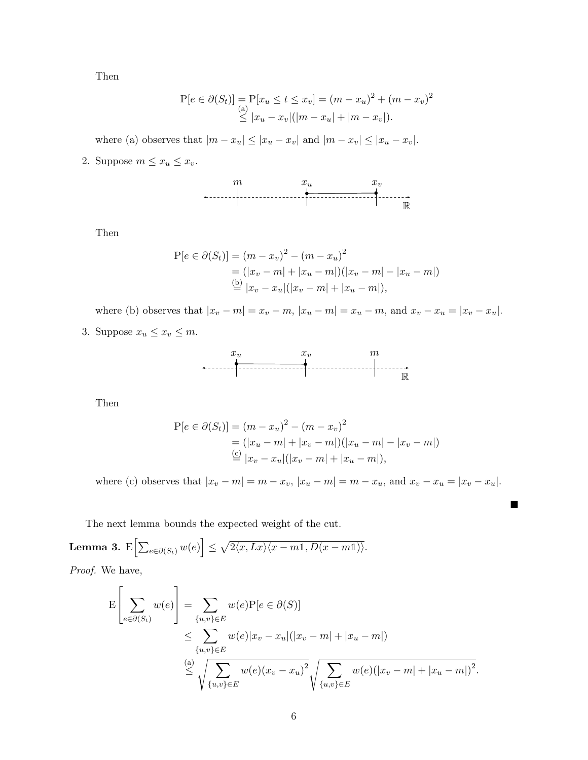Then

$$\mathrm{P}[e \in \partial(S_t)] = \mathrm{P}[x_u \le t \le x_v] = (m - x_u)^2 + (m - x_v)^2 \overset{(a)}{\le} |x_u - x_v|(|m - x_u| + |m - x_v|).$$

where (a) observes that $|m - x_u| \le |x_u - x_v|$ and $|m - x_v| \le |x_u - x_v|$.

2. Suppose $m \le x_u \le x_v$.

Then

$$\begin{aligned}
\mathrm{P}[e \in \partial(S_t)] &= (m - x_v)^2 - (m - x_u)^2 \\
&= (|x_v - m| + |x_u - m|)(|x_v - m| - |x_u - m|) \\
&\overset{(b)}{=} |x_v - x_u|(|x_v - m| + |x_u - m|),
\end{aligned}$$

where (b) observes that $|x_v - m| = x_v - m$, $|x_u - m| = x_u - m$, and $x_v - x_u = |x_v - x_u|$.

3. Suppose $x_u \le x_v \le m$.

Then

$$\begin{aligned}
\mathrm{P}[e \in \partial(S_t)] &= (m - x_u)^2 - (m - x_v)^2 \\
&= (|x_u - m| + |x_v - m|)(|x_u - m| - |x_v - m|) \\
&\overset{(c)}{=} |x_v - x_u|(|x_v - m| + |x_u - m|),
\end{aligned}$$

where (c) observes that $|x_v - m| = m - x_v$, $|x_u - m| = m - x_u$, and $x_v - x_u = |x_v - x_u|$.

■

The next lemma bounds the expected weight of the cut.

**Lemma 3.** $\mathrm{E}\Big[\sum_{e \in \partial(S_t)} w(e)\Big] \le \sqrt{2\langle x, Lx\rangle\langle x - m\mathbb{1}, D(x - m\mathbb{1})\rangle}$.

*Proof.* We have,

$$\begin{aligned}
\mathrm{E}\left[\sum_{e \in \partial(S_t)} w(e)\right] &= \sum_{\{u,v\} \in E} w(e)\mathrm{P}[e \in \partial(S)] \\
&\le \sum_{\{u,v\} \in E} w(e)|x_v - x_u|(|x_v - m| + |x_u - m|) \\
&\overset{(a)}{\le} \sqrt{\sum_{\{u,v\} \in E} w(e)(x_v - x_u)^2}\sqrt{\sum_{\{u,v\} \in E} w(e)(|x_v - m| + |x_u - m|)^2}.
\end{aligned}$$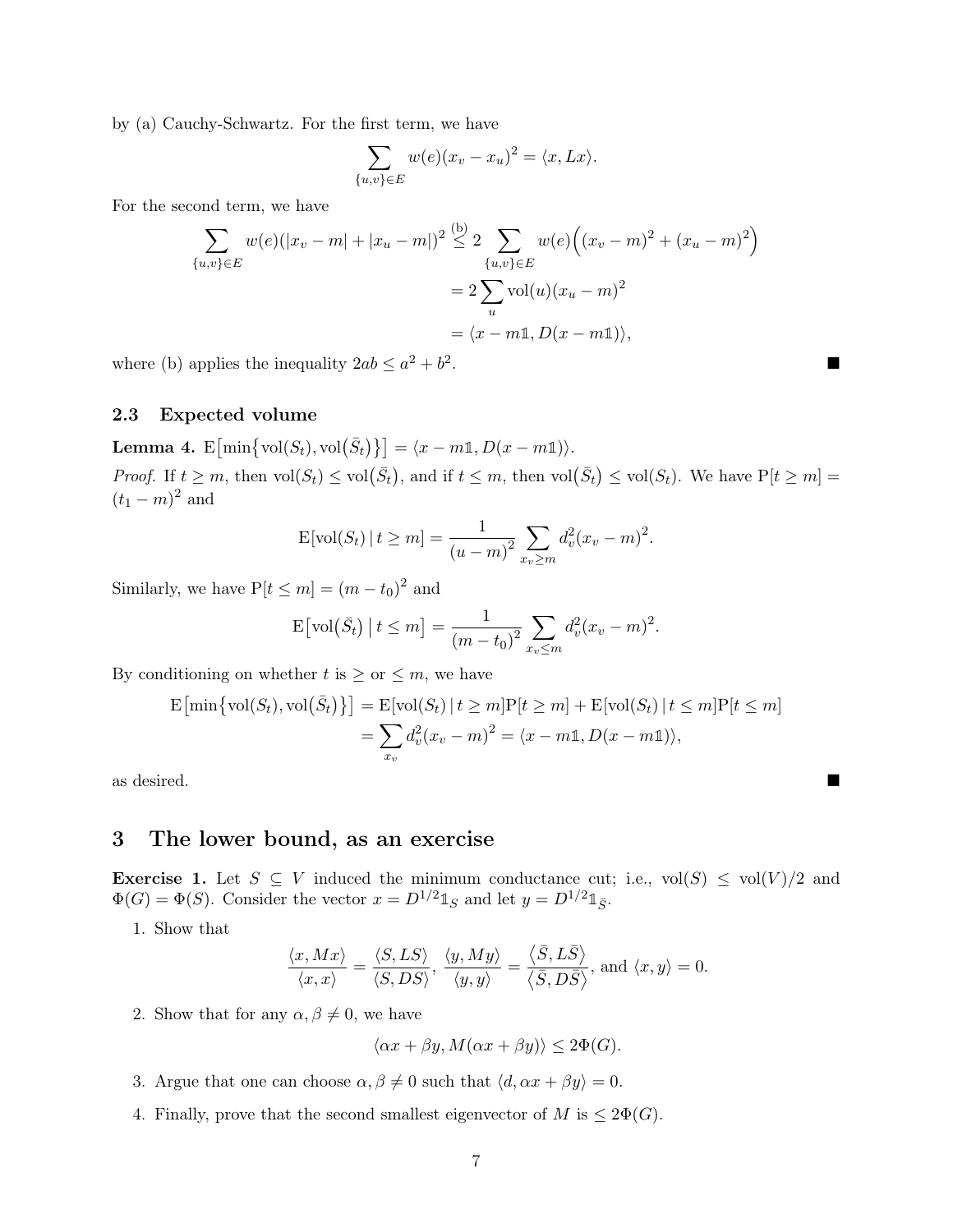by (a) Cauchy-Schwartz. For the first term, we have

$$\sum_{\{u,v\}\in E} w(e)(x_v - x_u)^2 = \langle x, Lx\rangle.$$

For the second term, we have

$$\begin{aligned}
\sum_{\{u,v\}\in E} w(e)(|x_v - m| + |x_u - m|)^2 &\overset{(b)}{\leq} 2 \sum_{\{u,v\}\in E} w(e)\Big((x_v - m)^2 + (x_u - m)^2\Big) \\
&= 2\sum_u \mathrm{vol}(u)(x_u - m)^2 \\
&= \langle x - m\mathbb{1}, D(x - m\mathbb{1})\rangle,
\end{aligned}$$

where (b) applies the inequality $2ab \leq a^2 + b^2$. ■

### 2.3 Expected volume

**Lemma 4.** $\mathrm{E}\big[\min\big\{\mathrm{vol}(S_t), \mathrm{vol}\big(\bar{S}_t\big)\big\}\big] = \langle x - m\mathbb{1}, D(x - m\mathbb{1})\rangle$.

*Proof.* If $t \geq m$, then $\mathrm{vol}(S_t) \leq \mathrm{vol}\big(\bar{S}_t\big)$, and if $t \leq m$, then $\mathrm{vol}\big(\bar{S}_t\big) \leq \mathrm{vol}(S_t)$. We have $\mathrm{P}[t \geq m] = (t_1 - m)^2$ and

$$\mathrm{E}[\mathrm{vol}(S_t) \,|\, t \geq m] = \frac{1}{(u - m)^2} \sum_{x_v \geq m} d_v^2 (x_v - m)^2.$$

Similarly, we have $\mathrm{P}[t \leq m] = (m - t_0)^2$ and

$$\mathrm{E}\big[\mathrm{vol}\big(\bar{S}_t\big) \,\big|\, t \leq m\big] = \frac{1}{(m - t_0)^2} \sum_{x_v \leq m} d_v^2 (x_v - m)^2.$$

By conditioning on whether $t$ is $\geq$ or $\leq m$, we have

$$\begin{aligned}
\mathrm{E}\big[\min\big\{\mathrm{vol}(S_t), \mathrm{vol}\big(\bar{S}_t\big)\big\}\big] &= \mathrm{E}[\mathrm{vol}(S_t) \,|\, t \geq m]\mathrm{P}[t \geq m] + \mathrm{E}[\mathrm{vol}(S_t) \,|\, t \leq m]\mathrm{P}[t \leq m] \\
&= \sum_{x_v} d_v^2 (x_v - m)^2 = \langle x - m\mathbb{1}, D(x - m\mathbb{1})\rangle,
\end{aligned}$$

as desired. ■

## 3 The lower bound, as an exercise

**Exercise 1.** Let $S \subseteq V$ induced the minimum conductance cut; i.e., $\mathrm{vol}(S) \leq \mathrm{vol}(V)/2$ and $\Phi(G) = \Phi(S)$. Consider the vector $x = D^{1/2}\mathbb{1}_S$ and let $y = D^{1/2}\mathbb{1}_{\bar{S}}$.

1. Show that
$$\frac{\langle x, Mx\rangle}{\langle x, x\rangle} = \frac{\langle S, LS\rangle}{\langle S, DS\rangle}, \ \frac{\langle y, My\rangle}{\langle y, y\rangle} = \frac{\langle \bar{S}, L\bar{S}\rangle}{\langle \bar{S}, D\bar{S}\rangle}, \text{ and } \langle x, y\rangle = 0.$$

2. Show that for any $\alpha, \beta \neq 0$, we have
$$\langle \alpha x + \beta y, M(\alpha x + \beta y)\rangle \leq 2\Phi(G).$$

3. Argue that one can choose $\alpha, \beta \neq 0$ such that $\langle d, \alpha x + \beta y\rangle = 0$.

4. Finally, prove that the second smallest eigenvector of $M$ is $\leq 2\Phi(G)$.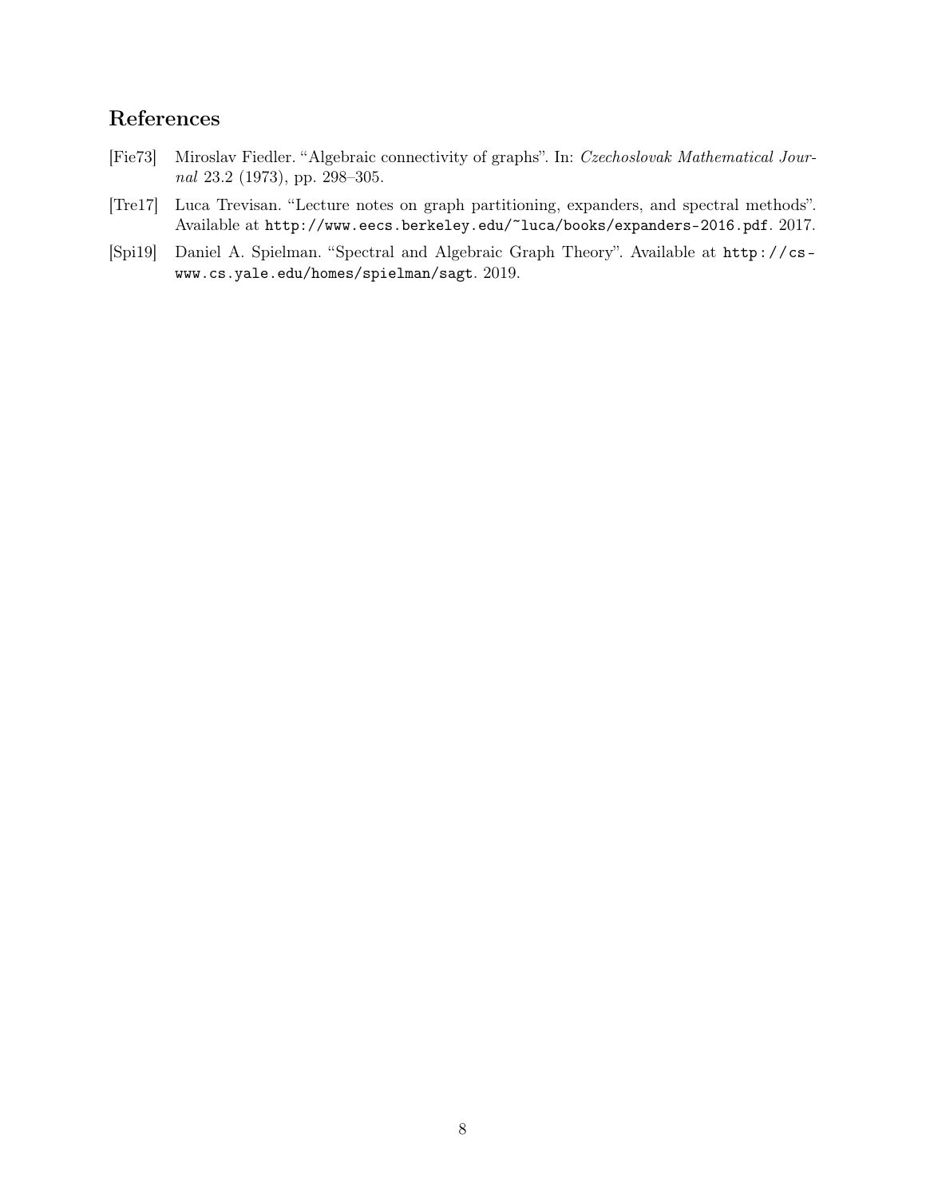## References

[Fie73] Miroslav Fiedler. "Algebraic connectivity of graphs". In: *Czechoslovak Mathematical Journal* 23.2 (1973), pp. 298–305.

[Tre17] Luca Trevisan. "Lecture notes on graph partitioning, expanders, and spectral methods". Available at `http://www.eecs.berkeley.edu/~luca/books/expanders-2016.pdf`. 2017.

[Spi19] Daniel A. Spielman. "Spectral and Algebraic Graph Theory". Available at `http://cs-www.cs.yale.edu/homes/spielman/sagt`. 2019.